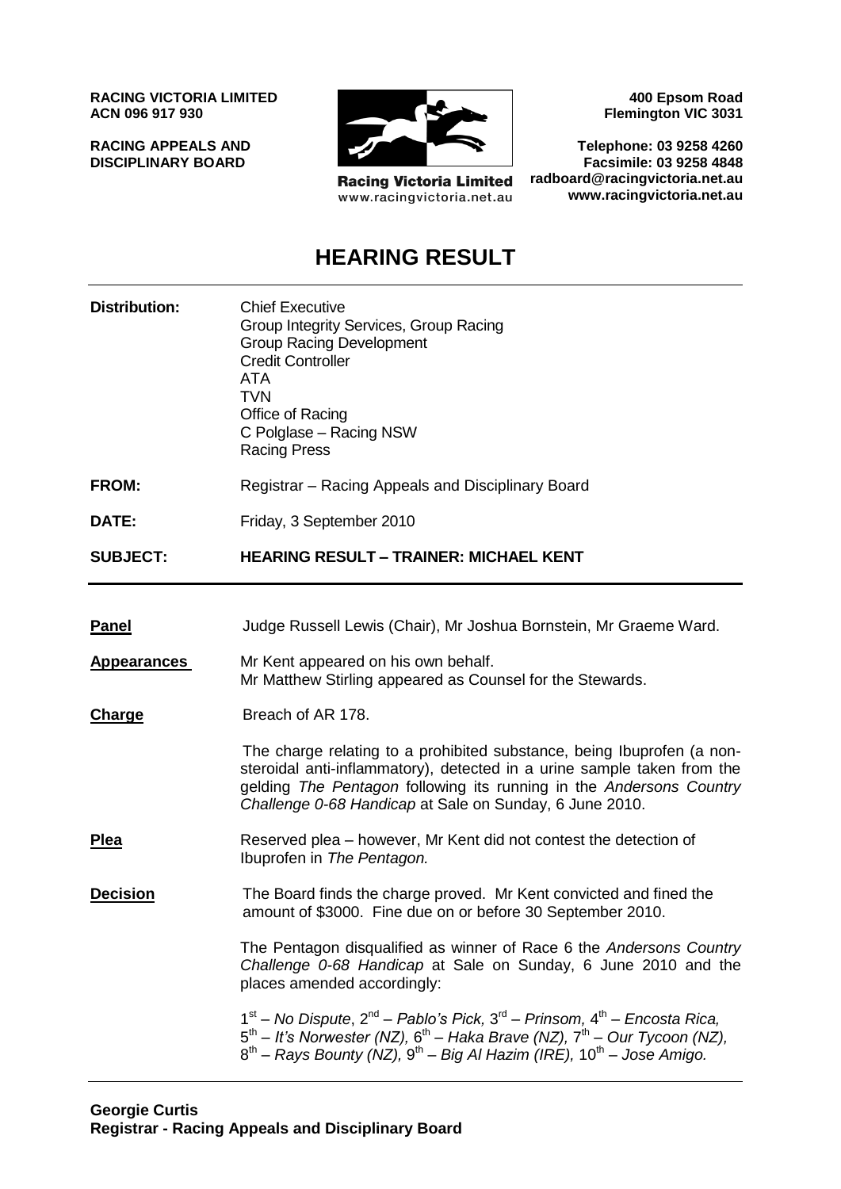**RACING VICTORIA LIMITED**
**ACN 096 917 930**

**RACING APPEALS AND DISCIPLINARY BOARD**

Racing Victoria Limited
www.racingvictoria.net.au

**400 Epsom Road**
**Flemington VIC 3031**

**Telephone: 03 9258 4260**
**Facsimile: 03 9258 4848**
**radboard@racingvictoria.net.au**
**www.racingvictoria.net.au**

# HEARING RESULT

**Distribution:** Chief Executive
Group Integrity Services, Group Racing
Group Racing Development
Credit Controller
ATA
TVN
Office of Racing
C Polglase – Racing NSW
Racing Press

**FROM:** Registrar – Racing Appeals and Disciplinary Board

**DATE:** Friday, 3 September 2010

**SUBJECT:** **HEARING RESULT – TRAINER: MICHAEL KENT**

---

**Panel** Judge Russell Lewis (Chair), Mr Joshua Bornstein, Mr Graeme Ward.

**Appearances** Mr Kent appeared on his own behalf.
Mr Matthew Stirling appeared as Counsel for the Stewards.

**Charge** Breach of AR 178.

The charge relating to a prohibited substance, being Ibuprofen (a non-steroidal anti-inflammatory), detected in a urine sample taken from the gelding *The Pentagon* following its running in the *Andersons Country Challenge 0-68 Handicap* at Sale on Sunday, 6 June 2010.

**Plea** Reserved plea – however, Mr Kent did not contest the detection of Ibuprofen in *The Pentagon.*

**Decision** The Board finds the charge proved. Mr Kent convicted and fined the amount of $3000. Fine due on or before 30 September 2010.

The Pentagon disqualified as winner of Race 6 the *Andersons Country Challenge 0-68 Handicap* at Sale on Sunday, 6 June 2010 and the places amended accordingly:

1st – *No Dispute*, 2nd – *Pablo's Pick,* 3rd – *Prinsom,* 4th – *Encosta Rica,* 5th – *It's Norwester (NZ),* 6th – *Haka Brave (NZ),* 7th – *Our Tycoon (NZ),* 8th – *Rays Bounty (NZ),* 9th – *Big Al Hazim (IRE),* 10th – *Jose Amigo.*

---

**Georgie Curtis**
**Registrar - Racing Appeals and Disciplinary Board**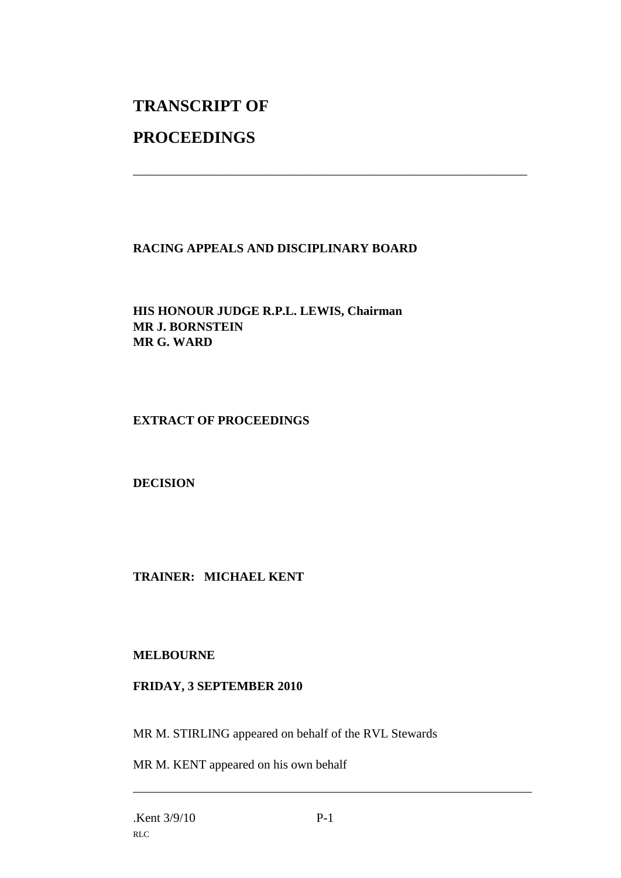# TRANSCRIPT OF

# PROCEEDINGS

---

**RACING APPEALS AND DISCIPLINARY BOARD**

**HIS HONOUR JUDGE R.P.L. LEWIS, Chairman**
**MR J. BORNSTEIN**
**MR G. WARD**

**EXTRACT OF PROCEEDINGS**

**DECISION**

**TRAINER: MICHAEL KENT**

**MELBOURNE**

**FRIDAY, 3 SEPTEMBER 2010**

MR M. STIRLING appeared on behalf of the RVL Stewards

MR M. KENT appeared on his own behalf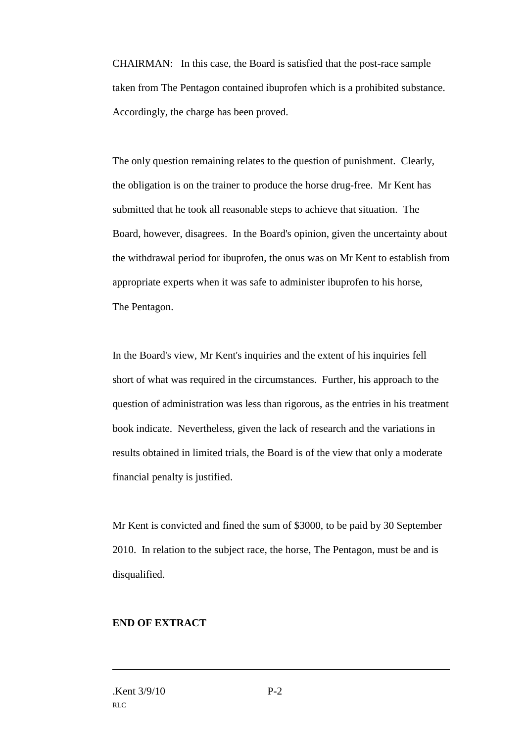CHAIRMAN: In this case, the Board is satisfied that the post-race sample taken from The Pentagon contained ibuprofen which is a prohibited substance. Accordingly, the charge has been proved.

The only question remaining relates to the question of punishment. Clearly, the obligation is on the trainer to produce the horse drug-free. Mr Kent has submitted that he took all reasonable steps to achieve that situation. The Board, however, disagrees. In the Board's opinion, given the uncertainty about the withdrawal period for ibuprofen, the onus was on Mr Kent to establish from appropriate experts when it was safe to administer ibuprofen to his horse, The Pentagon.

In the Board's view, Mr Kent's inquiries and the extent of his inquiries fell short of what was required in the circumstances. Further, his approach to the question of administration was less than rigorous, as the entries in his treatment book indicate. Nevertheless, given the lack of research and the variations in results obtained in limited trials, the Board is of the view that only a moderate financial penalty is justified.

Mr Kent is convicted and fined the sum of $3000, to be paid by 30 September 2010. In relation to the subject race, the horse, The Pentagon, must be and is disqualified.

**END OF EXTRACT**